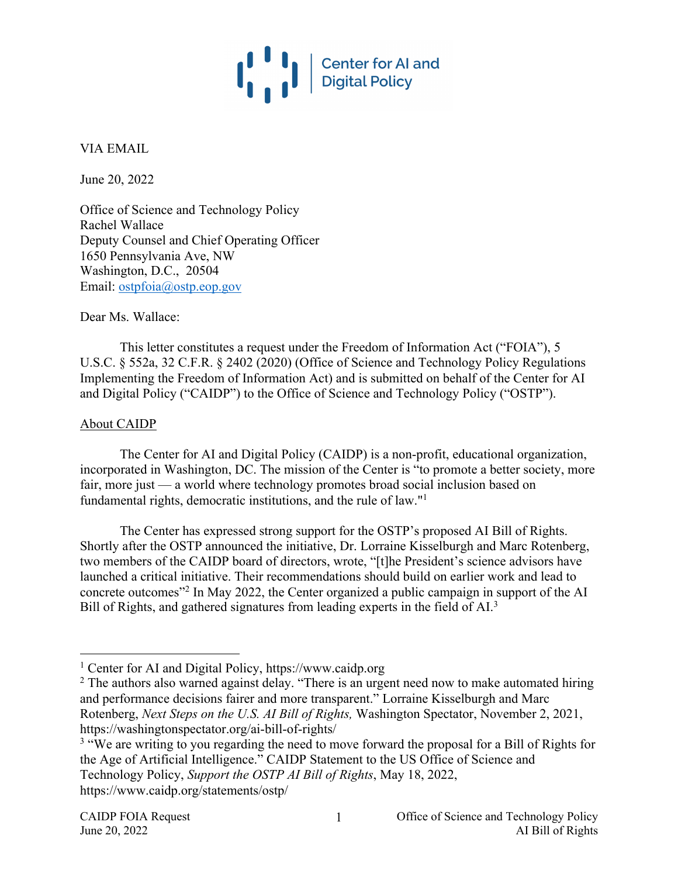Center for AI and Digital Policy

VIA EMAIL

June 20, 2022

Office of Science and Technology Policy
Rachel Wallace
Deputy Counsel and Chief Operating Officer
1650 Pennsylvania Ave, NW
Washington, D.C., 20504
Email: ostpfoia@ostp.eop.gov

Dear Ms. Wallace:

This letter constitutes a request under the Freedom of Information Act ("FOIA"), 5 U.S.C. § 552a, 32 C.F.R. § 2402 (2020) (Office of Science and Technology Policy Regulations Implementing the Freedom of Information Act) and is submitted on behalf of the Center for AI and Digital Policy ("CAIDP") to the Office of Science and Technology Policy ("OSTP").

<u>About CAIDP</u>

The Center for AI and Digital Policy (CAIDP) is a non-profit, educational organization, incorporated in Washington, DC. The mission of the Center is "to promote a better society, more fair, more just — a world where technology promotes broad social inclusion based on fundamental rights, democratic institutions, and the rule of law."[1]

The Center has expressed strong support for the OSTP's proposed AI Bill of Rights. Shortly after the OSTP announced the initiative, Dr. Lorraine Kisselburgh and Marc Rotenberg, two members of the CAIDP board of directors, wrote, "[t]he President's science advisors have launched a critical initiative. Their recommendations should build on earlier work and lead to concrete outcomes"[2] In May 2022, the Center organized a public campaign in support of the AI Bill of Rights, and gathered signatures from leading experts in the field of AI.[3]

---

[1] Center for AI and Digital Policy, https://www.caidp.org

[2] The authors also warned against delay. "There is an urgent need now to make automated hiring and performance decisions fairer and more transparent." Lorraine Kisselburgh and Marc Rotenberg, *Next Steps on the U.S. AI Bill of Rights,* Washington Spectator, November 2, 2021, https://washingtonspectator.org/ai-bill-of-rights/

[3] "We are writing to you regarding the need to move forward the proposal for a Bill of Rights for the Age of Artificial Intelligence." CAIDP Statement to the US Office of Science and Technology Policy, *Support the OSTP AI Bill of Rights*, May 18, 2022, https://www.caidp.org/statements/ostp/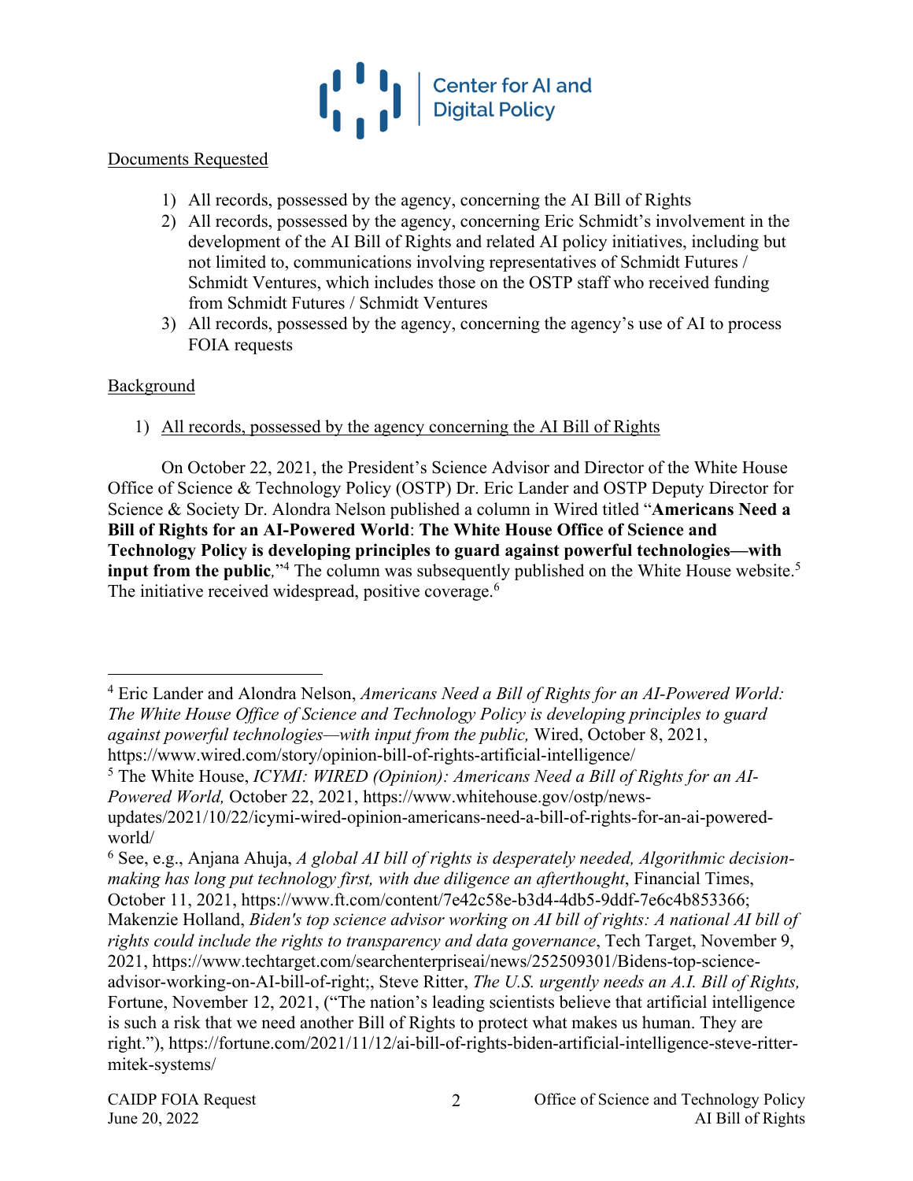Documents Requested

1) All records, possessed by the agency, concerning the AI Bill of Rights
2) All records, possessed by the agency, concerning Eric Schmidt's involvement in the development of the AI Bill of Rights and related AI policy initiatives, including but not limited to, communications involving representatives of Schmidt Futures / Schmidt Ventures, which includes those on the OSTP staff who received funding from Schmidt Futures / Schmidt Ventures
3) All records, possessed by the agency, concerning the agency's use of AI to process FOIA requests

Background

1) All records, possessed by the agency concerning the AI Bill of Rights

On October 22, 2021, the President's Science Advisor and Director of the White House Office of Science & Technology Policy (OSTP) Dr. Eric Lander and OSTP Deputy Director for Science & Society Dr. Alondra Nelson published a column in Wired titled "**Americans Need a Bill of Rights for an AI-Powered World**: **The White House Office of Science and Technology Policy is developing principles to guard against powerful technologies—with input from the public**,"[4] The column was subsequently published on the White House website.[5] The initiative received widespread, positive coverage.[6]

---

[4] Eric Lander and Alondra Nelson, *Americans Need a Bill of Rights for an AI-Powered World: The White House Office of Science and Technology Policy is developing principles to guard against powerful technologies—with input from the public,* Wired, October 8, 2021, https://www.wired.com/story/opinion-bill-of-rights-artificial-intelligence/

[5] The White House, *ICYMI: WIRED (Opinion): Americans Need a Bill of Rights for an AI-Powered World,* October 22, 2021, https://www.whitehouse.gov/ostp/news-updates/2021/10/22/icymi-wired-opinion-americans-need-a-bill-of-rights-for-an-ai-powered-world/

[6] See, e.g., Anjana Ahuja, *A global AI bill of rights is desperately needed, Algorithmic decision-making has long put technology first, with due diligence an afterthought*, Financial Times, October 11, 2021, https://www.ft.com/content/7e42c58e-b3d4-4db5-9ddf-7e6c4b853366; Makenzie Holland, *Biden's top science advisor working on AI bill of rights: A national AI bill of rights could include the rights to transparency and data governance*, Tech Target, November 9, 2021, https://www.techtarget.com/searchenterpriseai/news/252509301/Bidens-top-science-advisor-working-on-AI-bill-of-right;, Steve Ritter, *The U.S. urgently needs an A.I. Bill of Rights,* Fortune, November 12, 2021, ("The nation's leading scientists believe that artificial intelligence is such a risk that we need another Bill of Rights to protect what makes us human. They are right."), https://fortune.com/2021/11/12/ai-bill-of-rights-biden-artificial-intelligence-steve-ritter-mitek-systems/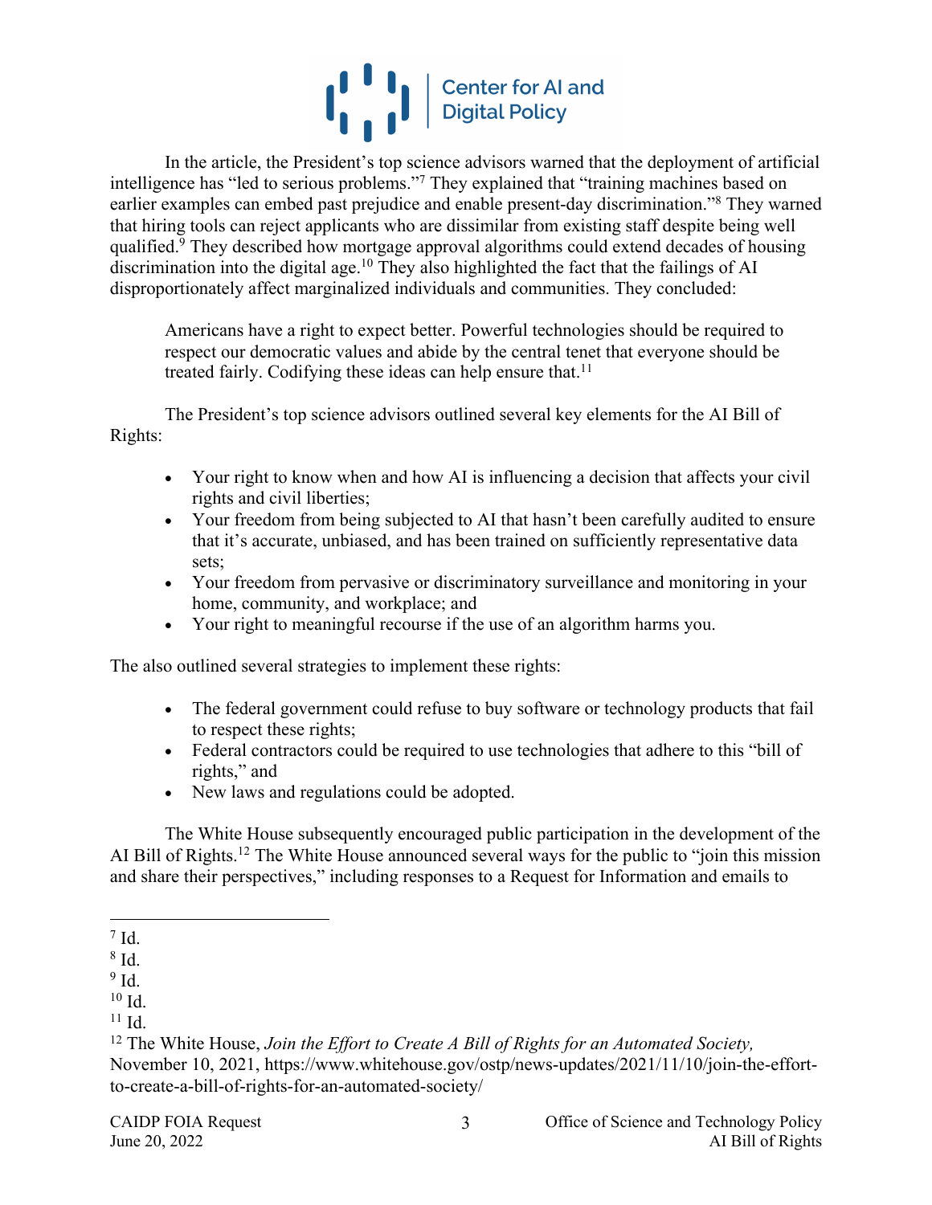In the article, the President's top science advisors warned that the deployment of artificial intelligence has "led to serious problems."[7] They explained that "training machines based on earlier examples can embed past prejudice and enable present-day discrimination."[8] They warned that hiring tools can reject applicants who are dissimilar from existing staff despite being well qualified.[9] They described how mortgage approval algorithms could extend decades of housing discrimination into the digital age.[10] They also highlighted the fact that the failings of AI disproportionately affect marginalized individuals and communities. They concluded:

> Americans have a right to expect better. Powerful technologies should be required to respect our democratic values and abide by the central tenet that everyone should be treated fairly. Codifying these ideas can help ensure that.[11]

The President's top science advisors outlined several key elements for the AI Bill of Rights:

- Your right to know when and how AI is influencing a decision that affects your civil rights and civil liberties;
- Your freedom from being subjected to AI that hasn't been carefully audited to ensure that it's accurate, unbiased, and has been trained on sufficiently representative data sets;
- Your freedom from pervasive or discriminatory surveillance and monitoring in your home, community, and workplace; and
- Your right to meaningful recourse if the use of an algorithm harms you.

The also outlined several strategies to implement these rights:

- The federal government could refuse to buy software or technology products that fail to respect these rights;
- Federal contractors could be required to use technologies that adhere to this "bill of rights," and
- New laws and regulations could be adopted.

The White House subsequently encouraged public participation in the development of the AI Bill of Rights.[12] The White House announced several ways for the public to "join this mission and share their perspectives," including responses to a Request for Information and emails to

---

[7] Id.

[8] Id.

[9] Id.

[10] Id.

[11] Id.

[12] The White House, *Join the Effort to Create A Bill of Rights for an Automated Society,* November 10, 2021, https://www.whitehouse.gov/ostp/news-updates/2021/11/10/join-the-effort-to-create-a-bill-of-rights-for-an-automated-society/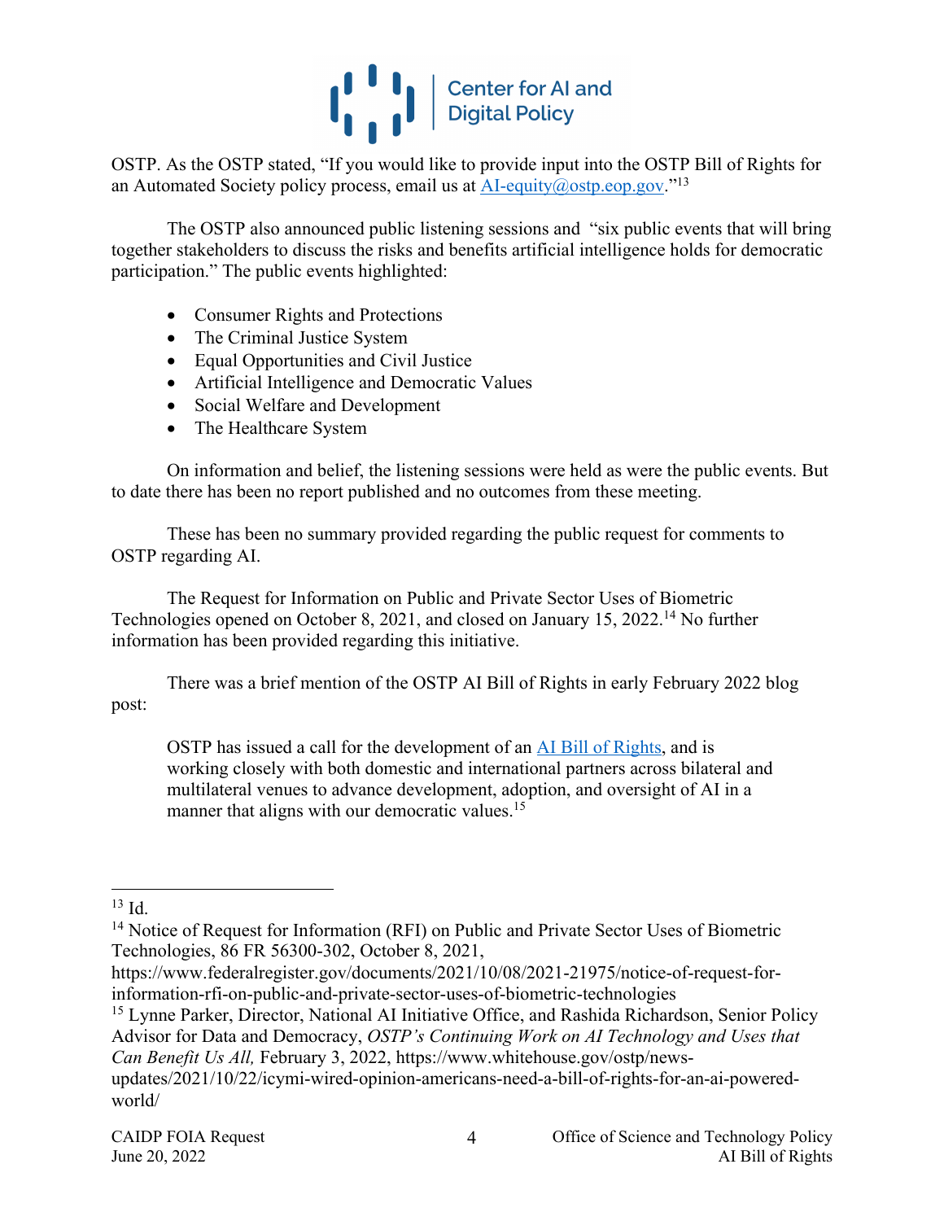OSTP. As the OSTP stated, "If you would like to provide input into the OSTP Bill of Rights for an Automated Society policy process, email us at [AI-equity@ostp.eop.gov](mailto:AI-equity@ostp.eop.gov)."[13]

The OSTP also announced public listening sessions and "six public events that will bring together stakeholders to discuss the risks and benefits artificial intelligence holds for democratic participation." The public events highlighted:

- Consumer Rights and Protections
- The Criminal Justice System
- Equal Opportunities and Civil Justice
- Artificial Intelligence and Democratic Values
- Social Welfare and Development
- The Healthcare System

On information and belief, the listening sessions were held as were the public events. But to date there has been no report published and no outcomes from these meeting.

These has been no summary provided regarding the public request for comments to OSTP regarding AI.

The Request for Information on Public and Private Sector Uses of Biometric Technologies opened on October 8, 2021, and closed on January 15, 2022.[14] No further information has been provided regarding this initiative.

There was a brief mention of the OSTP AI Bill of Rights in early February 2022 blog post:

> OSTP has issued a call for the development of an AI Bill of Rights, and is working closely with both domestic and international partners across bilateral and multilateral venues to advance development, adoption, and oversight of AI in a manner that aligns with our democratic values.[15]

---

[13] Id.

[14] Notice of Request for Information (RFI) on Public and Private Sector Uses of Biometric Technologies, 86 FR 56300-302, October 8, 2021, https://www.federalregister.gov/documents/2021/10/08/2021-21975/notice-of-request-for-information-rfi-on-public-and-private-sector-uses-of-biometric-technologies

[15] Lynne Parker, Director, National AI Initiative Office, and Rashida Richardson, Senior Policy Advisor for Data and Democracy, *OSTP's Continuing Work on AI Technology and Uses that Can Benefit Us All,* February 3, 2022, https://www.whitehouse.gov/ostp/news-updates/2021/10/22/icymi-wired-opinion-americans-need-a-bill-of-rights-for-an-ai-powered-world/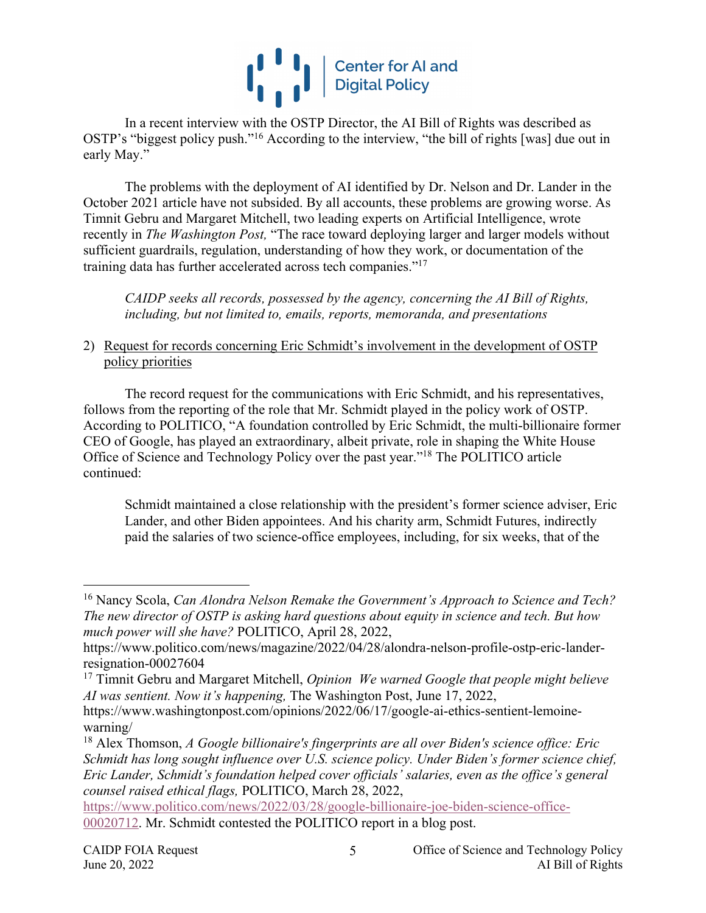In a recent interview with the OSTP Director, the AI Bill of Rights was described as OSTP's "biggest policy push."[16] According to the interview, "the bill of rights [was] due out in early May."

The problems with the deployment of AI identified by Dr. Nelson and Dr. Lander in the October 2021 article have not subsided. By all accounts, these problems are growing worse. As Timnit Gebru and Margaret Mitchell, two leading experts on Artificial Intelligence, wrote recently in *The Washington Post,* "The race toward deploying larger and larger models without sufficient guardrails, regulation, understanding of how they work, or documentation of the training data has further accelerated across tech companies."[17]

> *CAIDP seeks all records, possessed by the agency, concerning the AI Bill of Rights, including, but not limited to, emails, reports, memoranda, and presentations*

2) <u>Request for records concerning Eric Schmidt's involvement in the development of OSTP policy priorities</u>

The record request for the communications with Eric Schmidt, and his representatives, follows from the reporting of the role that Mr. Schmidt played in the policy work of OSTP. According to POLITICO, "A foundation controlled by Eric Schmidt, the multi-billionaire former CEO of Google, has played an extraordinary, albeit private, role in shaping the White House Office of Science and Technology Policy over the past year."[18] The POLITICO article continued:

> Schmidt maintained a close relationship with the president's former science adviser, Eric Lander, and other Biden appointees. And his charity arm, Schmidt Futures, indirectly paid the salaries of two science-office employees, including, for six weeks, that of the

---

[16] Nancy Scola, *Can Alondra Nelson Remake the Government's Approach to Science and Tech? The new director of OSTP is asking hard questions about equity in science and tech. But how much power will she have?* POLITICO, April 28, 2022, https://www.politico.com/news/magazine/2022/04/28/alondra-nelson-profile-ostp-eric-lander-resignation-00027604

[17] Timnit Gebru and Margaret Mitchell, *Opinion We warned Google that people might believe AI was sentient. Now it's happening,* The Washington Post, June 17, 2022, https://www.washingtonpost.com/opinions/2022/06/17/google-ai-ethics-sentient-lemoine-warning/

[18] Alex Thomson, *A Google billionaire's fingerprints are all over Biden's science office: Eric Schmidt has long sought influence over U.S. science policy. Under Biden's former science chief, Eric Lander, Schmidt's foundation helped cover officials' salaries, even as the office's general counsel raised ethical flags,* POLITICO, March 28, 2022, https://www.politico.com/news/2022/03/28/google-billionaire-joe-biden-science-office-00020712. Mr. Schmidt contested the POLITICO report in a blog post.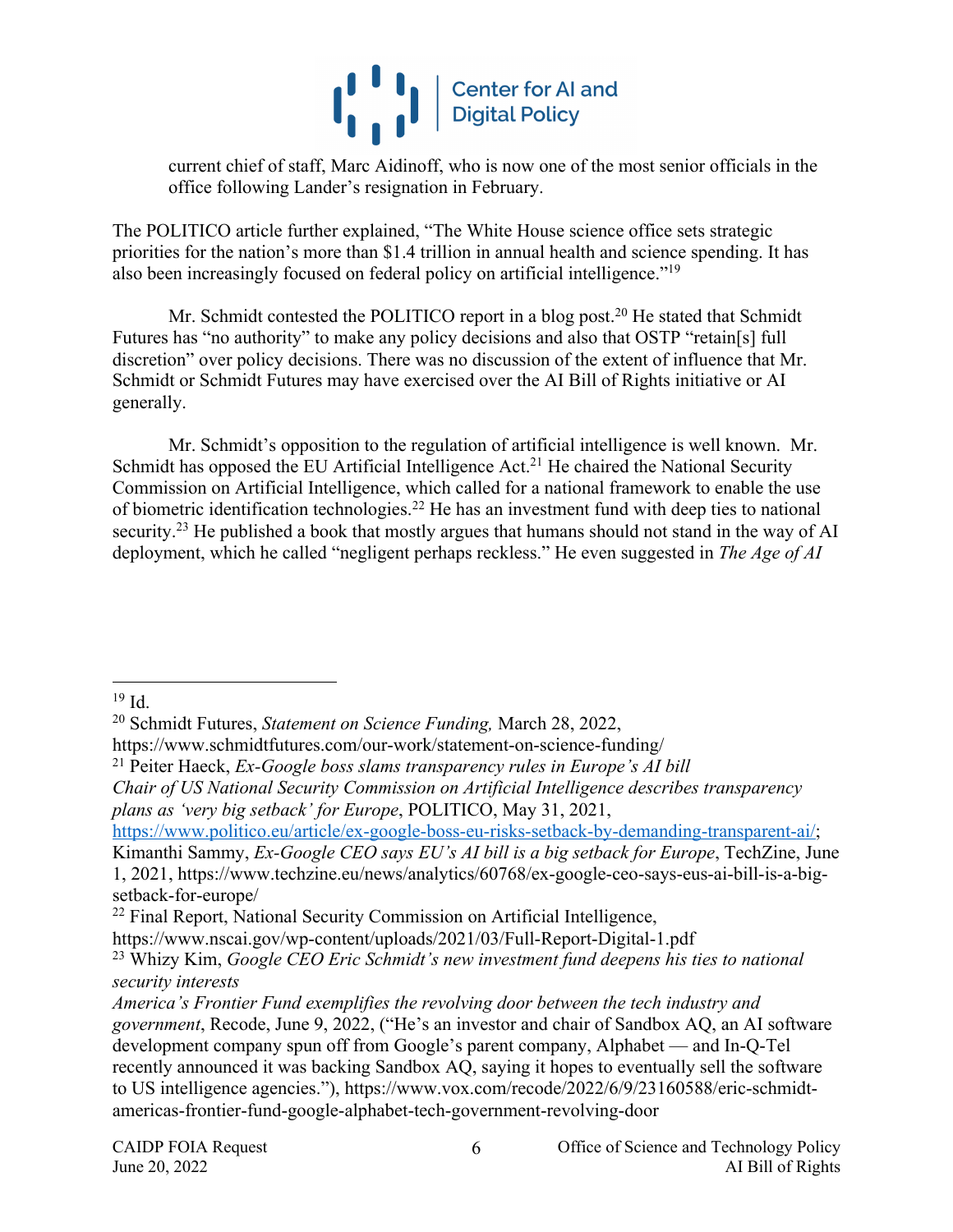current chief of staff, Marc Aidinoff, who is now one of the most senior officials in the office following Lander's resignation in February.

The POLITICO article further explained, "The White House science office sets strategic priorities for the nation's more than $1.4 trillion in annual health and science spending. It has also been increasingly focused on federal policy on artificial intelligence."[19]

Mr. Schmidt contested the POLITICO report in a blog post.[20] He stated that Schmidt Futures has "no authority" to make any policy decisions and also that OSTP "retain[s] full discretion" over policy decisions. There was no discussion of the extent of influence that Mr. Schmidt or Schmidt Futures may have exercised over the AI Bill of Rights initiative or AI generally.

Mr. Schmidt's opposition to the regulation of artificial intelligence is well known. Mr. Schmidt has opposed the EU Artificial Intelligence Act.[21] He chaired the National Security Commission on Artificial Intelligence, which called for a national framework to enable the use of biometric identification technologies.[22] He has an investment fund with deep ties to national security.[23] He published a book that mostly argues that humans should not stand in the way of AI deployment, which he called "negligent perhaps reckless." He even suggested in *The Age of AI*

---

[19] Id.

[20] Schmidt Futures, *Statement on Science Funding,* March 28, 2022, https://www.schmidtfutures.com/our-work/statement-on-science-funding/

[21] Peiter Haeck, *Ex-Google boss slams transparency rules in Europe's AI bill Chair of US National Security Commission on Artificial Intelligence describes transparency plans as 'very big setback' for Europe*, POLITICO, May 31, 2021, https://www.politico.eu/article/ex-google-boss-eu-risks-setback-by-demanding-transparent-ai/; Kimanthi Sammy, *Ex-Google CEO says EU's AI bill is a big setback for Europe*, TechZine, June 1, 2021, https://www.techzine.eu/news/analytics/60768/ex-google-ceo-says-eus-ai-bill-is-a-big-setback-for-europe/

[22] Final Report, National Security Commission on Artificial Intelligence, https://www.nscai.gov/wp-content/uploads/2021/03/Full-Report-Digital-1.pdf

[23] Whizy Kim, *Google CEO Eric Schmidt's new investment fund deepens his ties to national security interests America's Frontier Fund exemplifies the revolving door between the tech industry and government*, Recode, June 9, 2022, ("He's an investor and chair of Sandbox AQ, an AI software development company spun off from Google's parent company, Alphabet — and In-Q-Tel recently announced it was backing Sandbox AQ, saying it hopes to eventually sell the software to US intelligence agencies."), https://www.vox.com/recode/2022/6/9/23160588/eric-schmidt-americas-frontier-fund-google-alphabet-tech-government-revolving-door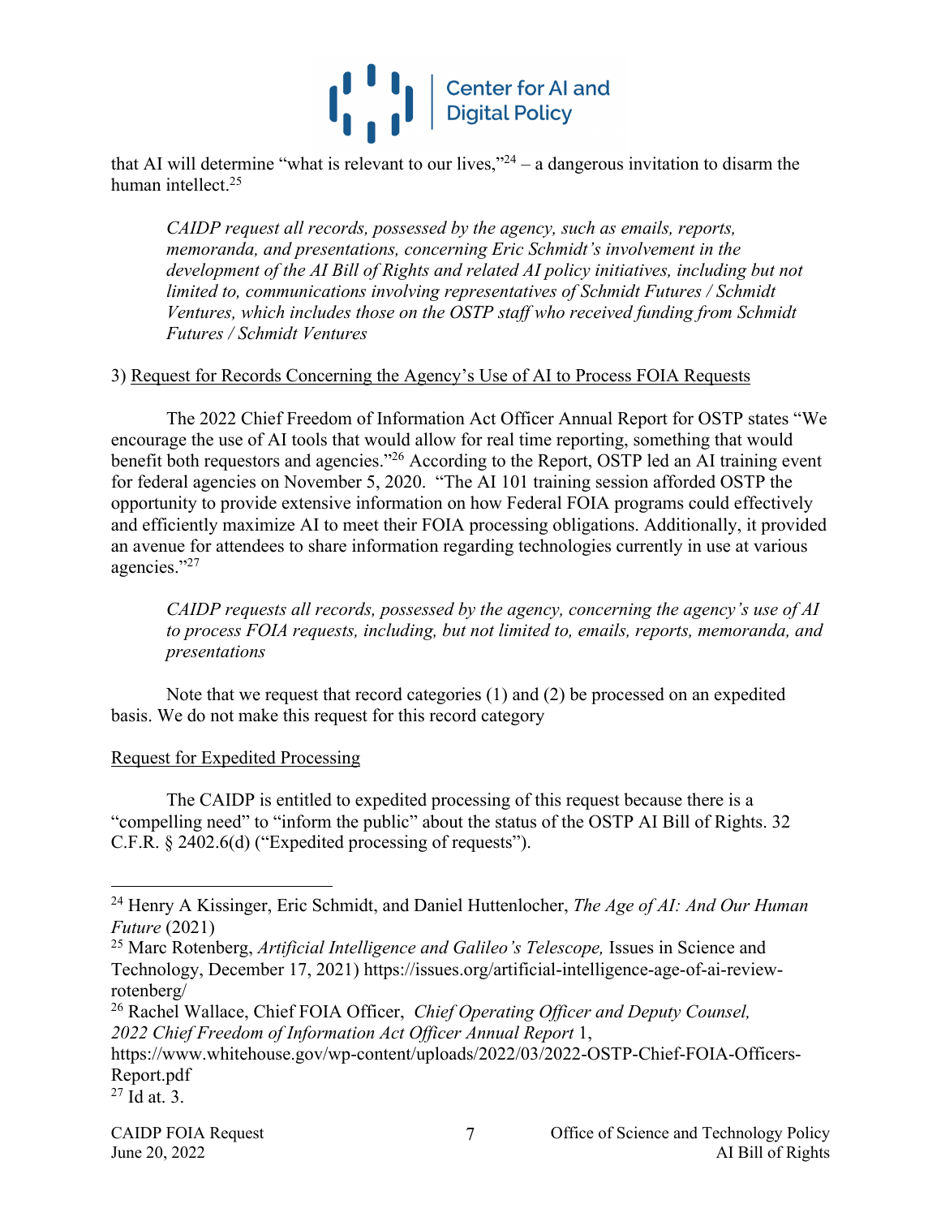that AI will determine "what is relevant to our lives,"[24] – a dangerous invitation to disarm the human intellect.[25]

> *CAIDP request all records, possessed by the agency, such as emails, reports, memoranda, and presentations, concerning Eric Schmidt's involvement in the development of the AI Bill of Rights and related AI policy initiatives, including but not limited to, communications involving representatives of Schmidt Futures / Schmidt Ventures, which includes those on the OSTP staff who received funding from Schmidt Futures / Schmidt Ventures*

3) <u>Request for Records Concerning the Agency's Use of AI to Process FOIA Requests</u>

The 2022 Chief Freedom of Information Act Officer Annual Report for OSTP states "We encourage the use of AI tools that would allow for real time reporting, something that would benefit both requestors and agencies."[26] According to the Report, OSTP led an AI training event for federal agencies on November 5, 2020. "The AI 101 training session afforded OSTP the opportunity to provide extensive information on how Federal FOIA programs could effectively and efficiently maximize AI to meet their FOIA processing obligations. Additionally, it provided an avenue for attendees to share information regarding technologies currently in use at various agencies."[27]

> *CAIDP requests all records, possessed by the agency, concerning the agency's use of AI to process FOIA requests, including, but not limited to, emails, reports, memoranda, and presentations*

Note that we request that record categories (1) and (2) be processed on an expedited basis. We do not make this request for this record category

<u>Request for Expedited Processing</u>

The CAIDP is entitled to expedited processing of this request because there is a "compelling need" to "inform the public" about the status of the OSTP AI Bill of Rights. 32 C.F.R. § 2402.6(d) ("Expedited processing of requests").

---

[24] Henry A Kissinger, Eric Schmidt, and Daniel Huttenlocher, *The Age of AI: And Our Human Future* (2021)

[25] Marc Rotenberg, *Artificial Intelligence and Galileo's Telescope,* Issues in Science and Technology, December 17, 2021) https://issues.org/artificial-intelligence-age-of-ai-review-rotenberg/

[26] Rachel Wallace, Chief FOIA Officer, *Chief Operating Officer and Deputy Counsel, 2022 Chief Freedom of Information Act Officer Annual Report* 1, https://www.whitehouse.gov/wp-content/uploads/2022/03/2022-OSTP-Chief-FOIA-Officers-Report.pdf

[27] Id at. 3.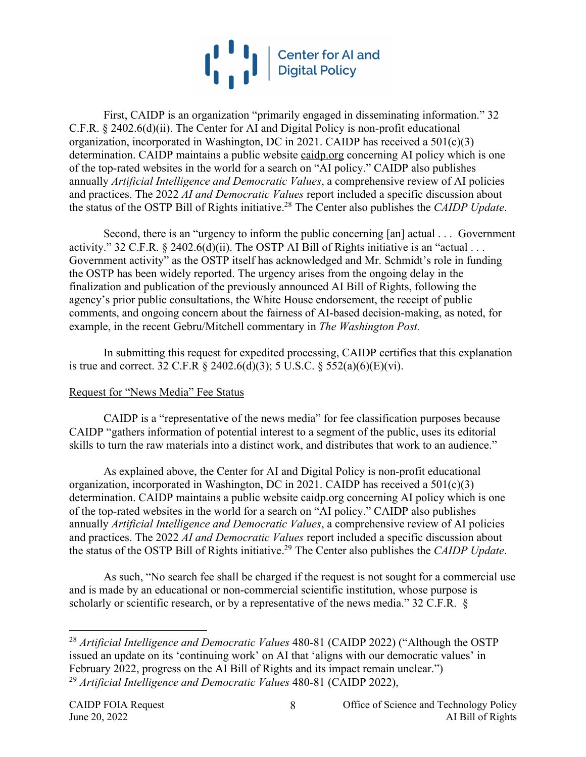First, CAIDP is an organization "primarily engaged in disseminating information." 32 C.F.R. § 2402.6(d)(ii). The Center for AI and Digital Policy is non-profit educational organization, incorporated in Washington, DC in 2021. CAIDP has received a 501(c)(3) determination. CAIDP maintains a public website caidp.org concerning AI policy which is one of the top-rated websites in the world for a search on "AI policy." CAIDP also publishes annually *Artificial Intelligence and Democratic Values*, a comprehensive review of AI policies and practices. The 2022 *AI and Democratic Values* report included a specific discussion about the status of the OSTP Bill of Rights initiative.[28] The Center also publishes the *CAIDP Update*.

Second, there is an "urgency to inform the public concerning [an] actual . . . Government activity." 32 C.F.R. § 2402.6(d)(ii). The OSTP AI Bill of Rights initiative is an "actual . . . Government activity" as the OSTP itself has acknowledged and Mr. Schmidt's role in funding the OSTP has been widely reported. The urgency arises from the ongoing delay in the finalization and publication of the previously announced AI Bill of Rights, following the agency's prior public consultations, the White House endorsement, the receipt of public comments, and ongoing concern about the fairness of AI-based decision-making, as noted, for example, in the recent Gebru/Mitchell commentary in *The Washington Post.*

In submitting this request for expedited processing, CAIDP certifies that this explanation is true and correct. 32 C.F.R § 2402.6(d)(3); 5 U.S.C. § 552(a)(6)(E)(vi).

Request for "News Media" Fee Status

CAIDP is a "representative of the news media" for fee classification purposes because CAIDP "gathers information of potential interest to a segment of the public, uses its editorial skills to turn the raw materials into a distinct work, and distributes that work to an audience."

As explained above, the Center for AI and Digital Policy is non-profit educational organization, incorporated in Washington, DC in 2021. CAIDP has received a 501(c)(3) determination. CAIDP maintains a public website caidp.org concerning AI policy which is one of the top-rated websites in the world for a search on "AI policy." CAIDP also publishes annually *Artificial Intelligence and Democratic Values*, a comprehensive review of AI policies and practices. The 2022 *AI and Democratic Values* report included a specific discussion about the status of the OSTP Bill of Rights initiative.[29] The Center also publishes the *CAIDP Update*.

As such, "No search fee shall be charged if the request is not sought for a commercial use and is made by an educational or non-commercial scientific institution, whose purpose is scholarly or scientific research, or by a representative of the news media." 32 C.F.R. §

---

[28] *Artificial Intelligence and Democratic Values* 480-81 (CAIDP 2022) ("Although the OSTP issued an update on its 'continuing work' on AI that 'aligns with our democratic values' in February 2022, progress on the AI Bill of Rights and its impact remain unclear.")

[29] *Artificial Intelligence and Democratic Values* 480-81 (CAIDP 2022),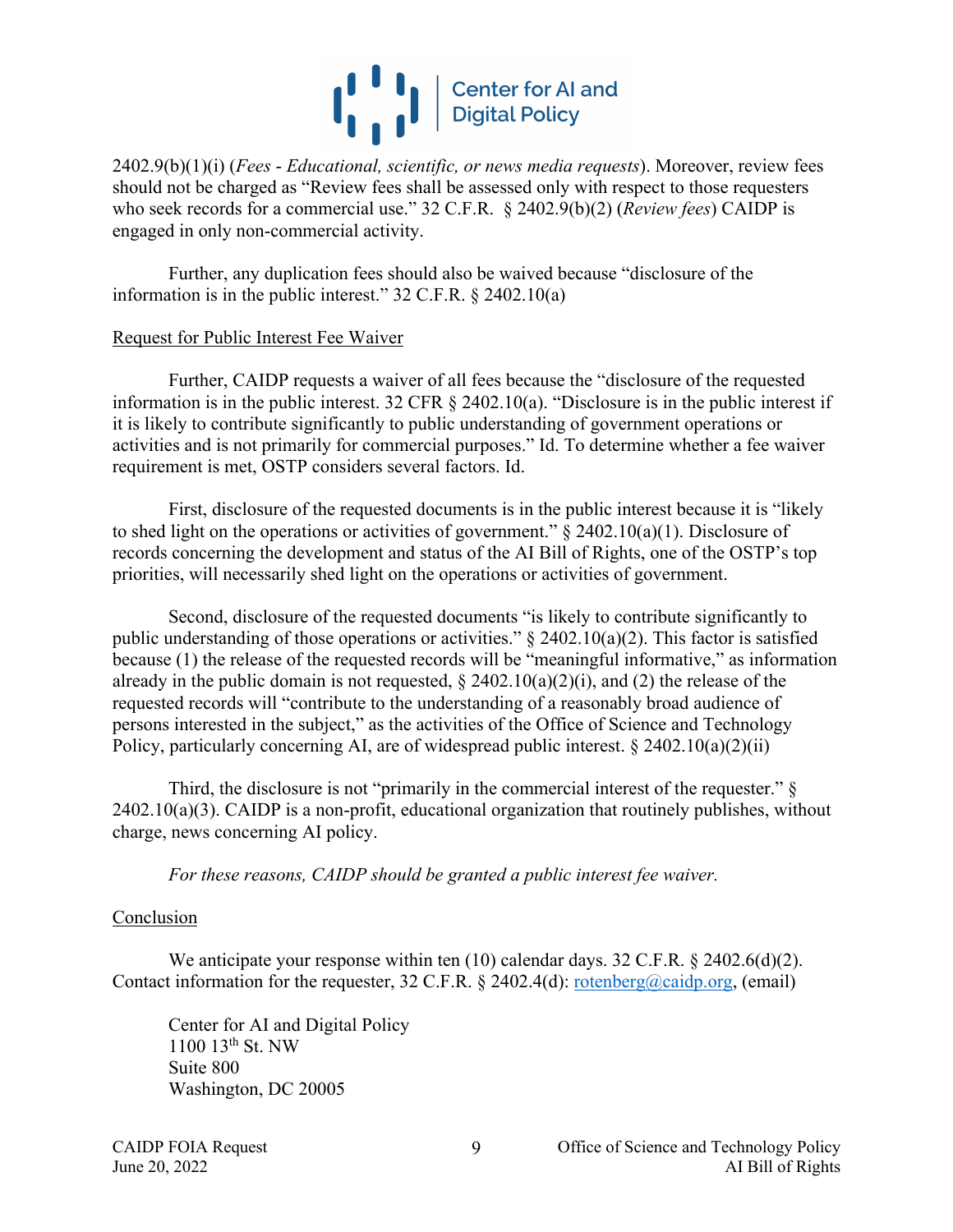2402.9(b)(1)(i) (*Fees - Educational, scientific, or news media requests*). Moreover, review fees should not be charged as "Review fees shall be assessed only with respect to those requesters who seek records for a commercial use." 32 C.F.R. § 2402.9(b)(2) (*Review fees*) CAIDP is engaged in only non-commercial activity.

Further, any duplication fees should also be waived because "disclosure of the information is in the public interest." 32 C.F.R. § 2402.10(a)

<u>Request for Public Interest Fee Waiver</u>

Further, CAIDP requests a waiver of all fees because the "disclosure of the requested information is in the public interest. 32 CFR § 2402.10(a). "Disclosure is in the public interest if it is likely to contribute significantly to public understanding of government operations or activities and is not primarily for commercial purposes." Id. To determine whether a fee waiver requirement is met, OSTP considers several factors. Id.

First, disclosure of the requested documents is in the public interest because it is "likely to shed light on the operations or activities of government." § 2402.10(a)(1). Disclosure of records concerning the development and status of the AI Bill of Rights, one of the OSTP's top priorities, will necessarily shed light on the operations or activities of government.

Second, disclosure of the requested documents "is likely to contribute significantly to public understanding of those operations or activities." § 2402.10(a)(2). This factor is satisfied because (1) the release of the requested records will be "meaningful informative," as information already in the public domain is not requested, § 2402.10(a)(2)(i), and (2) the release of the requested records will "contribute to the understanding of a reasonably broad audience of persons interested in the subject," as the activities of the Office of Science and Technology Policy, particularly concerning AI, are of widespread public interest. § 2402.10(a)(2)(ii)

Third, the disclosure is not "primarily in the commercial interest of the requester." § 2402.10(a)(3). CAIDP is a non-profit, educational organization that routinely publishes, without charge, news concerning AI policy.

*For these reasons, CAIDP should be granted a public interest fee waiver.*

<u>Conclusion</u>

We anticipate your response within ten (10) calendar days. 32 C.F.R. § 2402.6(d)(2). Contact information for the requester, 32 C.F.R. § 2402.4(d): rotenberg@caidp.org, (email)

Center for AI and Digital Policy
1100 13th St. NW
Suite 800
Washington, DC 20005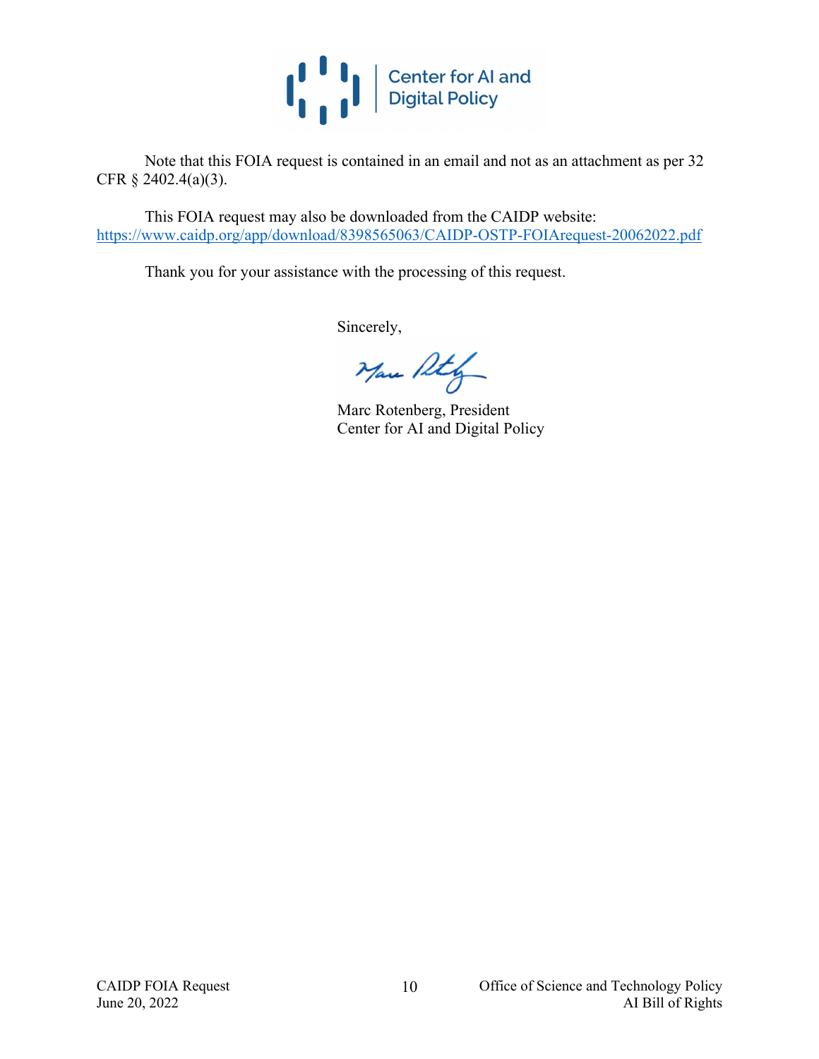Note that this FOIA request is contained in an email and not as an attachment as per 32 CFR § 2402.4(a)(3).

This FOIA request may also be downloaded from the CAIDP website: https://www.caidp.org/app/download/8398565063/CAIDP-OSTP-FOIArequest-20062022.pdf

Thank you for your assistance with the processing of this request.

Sincerely,

Marc Rotenberg, President
Center for AI and Digital Policy